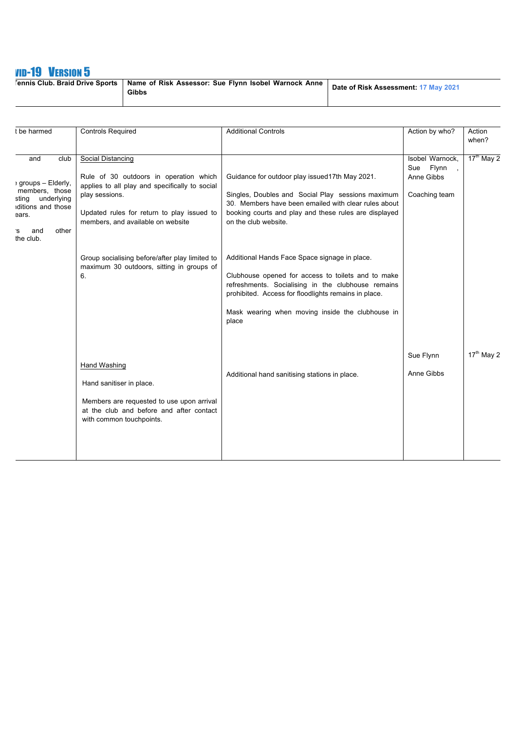# VID-19 VERSION 5

| Tennis Club. Braid Drive Sports | Name of Risk Assessor: Sue Flynn Isobel Warnock Anne Gibbs | Date of Risk Assessment: 17 May 2021 |
|---|---|---|

| t be harmed | Controls Required | Additional Controls | Action by who? | Action when? |
|---|---|---|---|---|
| and club<br><br>e groups – Elderly, members, those sting underlying nditions and those ears.<br><br>'s and other the club. | Social Distancing<br><br>Rule of 30 outdoors in operation which applies to all play and specifically to social play sessions.<br><br>Updated rules for return to play issued to members, and available on website | Guidance for outdoor play issued17th May 2021.<br><br>Singles, Doubles and Social Play sessions maximum 30. Members have been emailed with clear rules about booking courts and play and these rules are displayed on the club website. | Isobel Warnock, Sue Flynn, Anne Gibbs<br><br>Coaching team | 17th May 2 |
| | Group socialising before/after play limited to maximum 30 outdoors, sitting in groups of 6. | Additional Hands Face Space signage in place.<br><br>Clubhouse opened for access to toilets and to make refreshments. Socialising in the clubhouse remains prohibited. Access for floodlights remains in place.<br><br>Mask wearing when moving inside the clubhouse in place | | |
| | Hand Washing<br><br>Hand sanitiser in place.<br><br>Members are requested to use upon arrival at the club and before and after contact with common touchpoints. | Additional hand sanitising stations in place. | Sue Flynn<br><br>Anne Gibbs | 17th May 2 |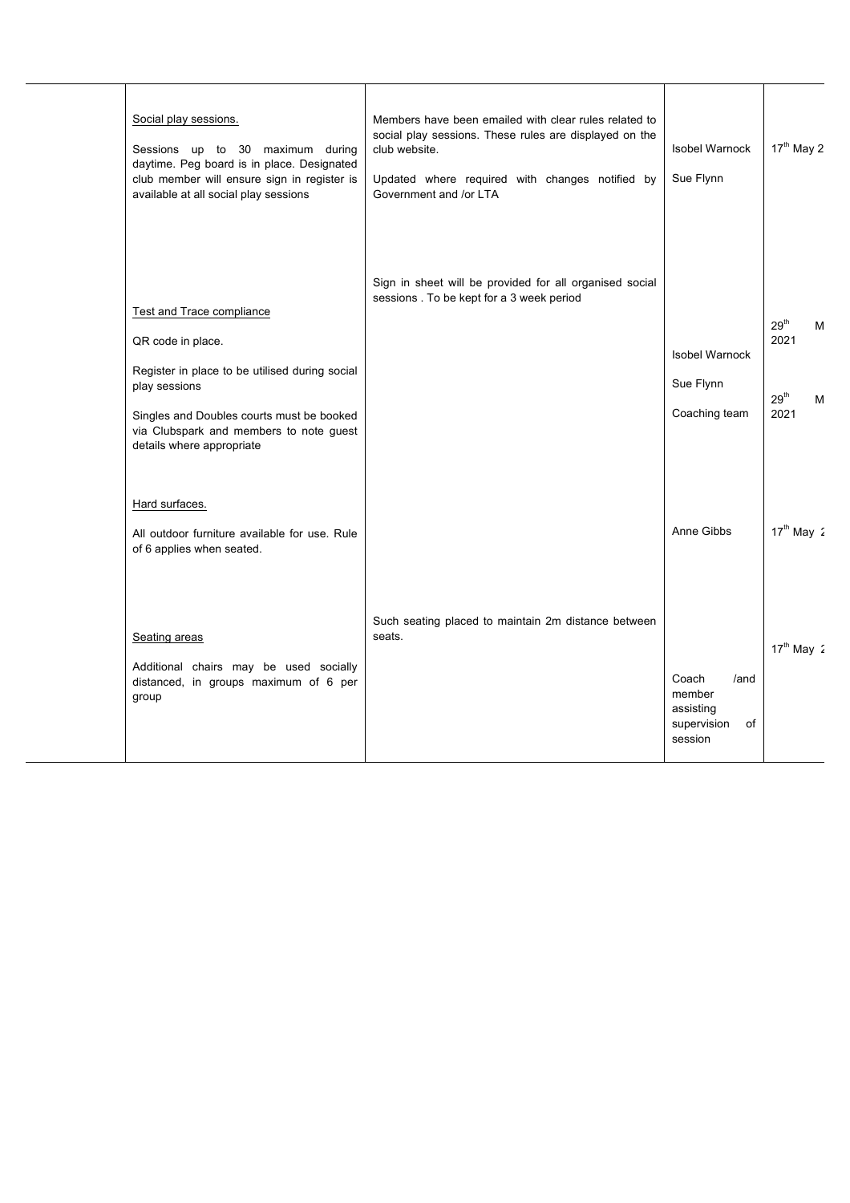| | | | | |
|---|---|---|---|---|
| | Social play sessions.<br><br>Sessions up to 30 maximum during daytime. Peg board is in place. Designated club member will ensure sign in register is available at all social play sessions | Members have been emailed with clear rules related to social play sessions. These rules are displayed on the club website.<br><br>Updated where required with changes notified by Government and /or LTA | Isobel Warnock<br><br>Sue Flynn | 17th May 2 |
| | Test and Trace compliance<br><br>QR code in place.<br><br>Register in place to be utilised during social play sessions<br><br>Singles and Doubles courts must be booked via Clubspark and members to note guest details where appropriate | Sign in sheet will be provided for all organised social sessions . To be kept for a 3 week period | Isobel Warnock<br><br>Sue Flynn<br><br>Coaching team | 29th M 2021<br><br>29th M 2021 |
| | Hard surfaces.<br><br>All outdoor furniture available for use. Rule of 6 applies when seated. | | Anne Gibbs | 17th May 2 |
| | Seating areas<br><br>Additional chairs may be used socially distanced, in groups maximum of 6 per group | Such seating placed to maintain 2m distance between seats. | Coach /and member assisting supervision of session | 17th May 2 |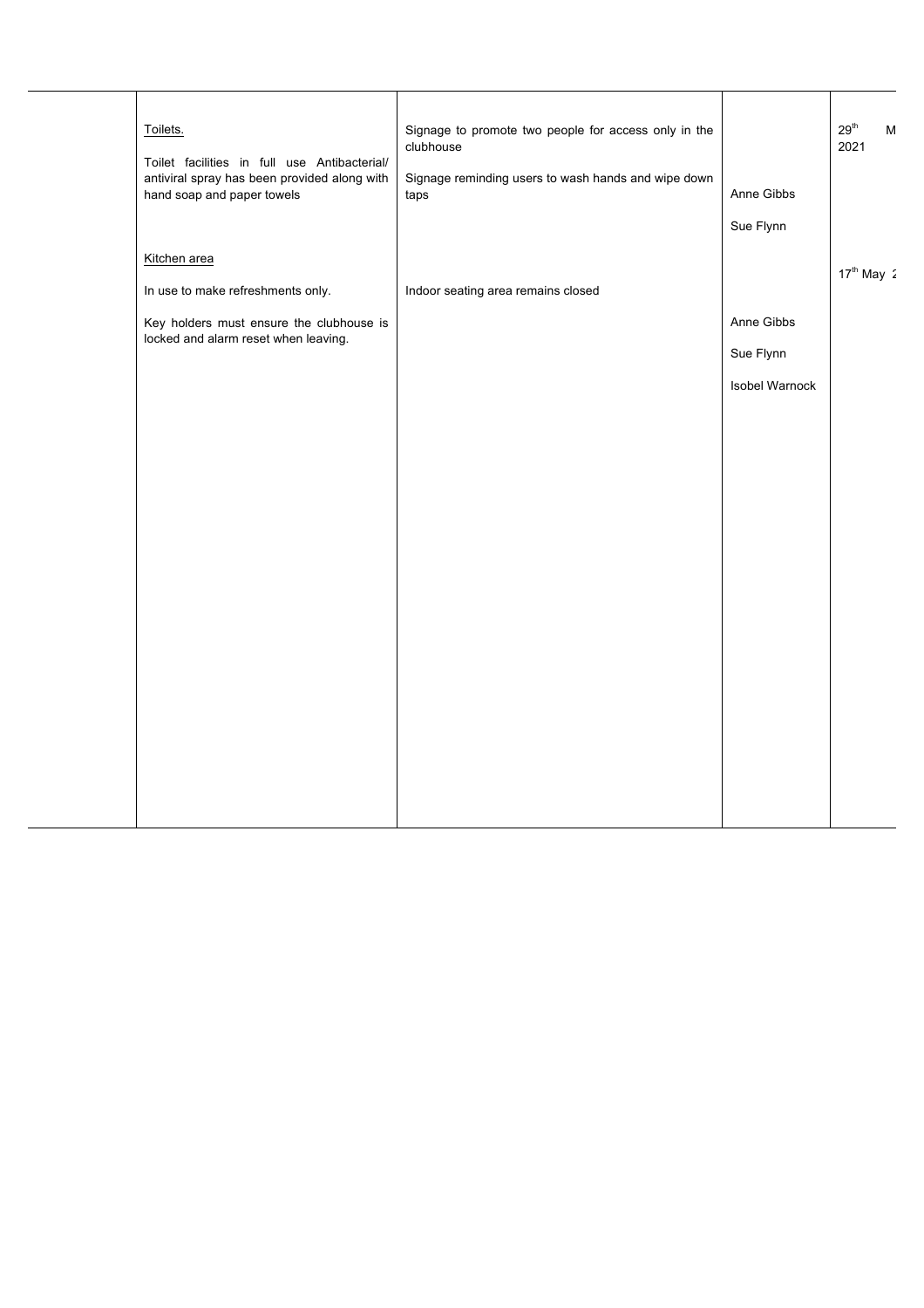| | | | | |
|---|---|---|---|---|
| | <u>Toilets.</u><br><br>Toilet facilities in full use Antibacterial/ antiviral spray has been provided along with hand soap and paper towels<br><br><u>Kitchen area</u><br><br>In use to make refreshments only.<br><br>Key holders must ensure the clubhouse is locked and alarm reset when leaving. | Signage to promote two people for access only in the clubhouse<br><br>Signage reminding users to wash hands and wipe down taps<br><br>Indoor seating area remains closed | Anne Gibbs<br><br>Sue Flynn<br><br>Anne Gibbs<br><br>Sue Flynn<br><br>Isobel Warnock | 29th M 2021<br><br>17th May 2 |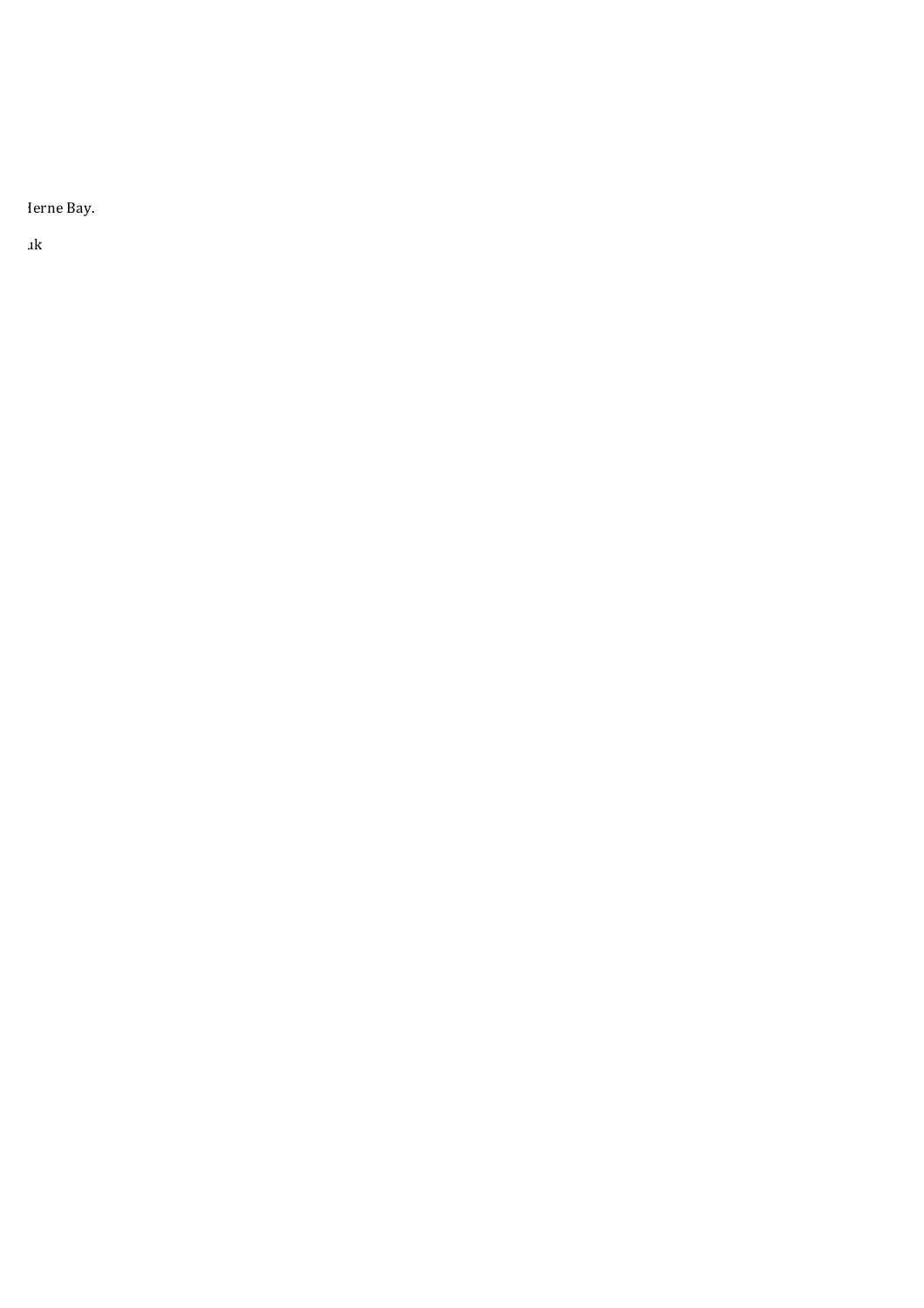Ierne Bay.

ık